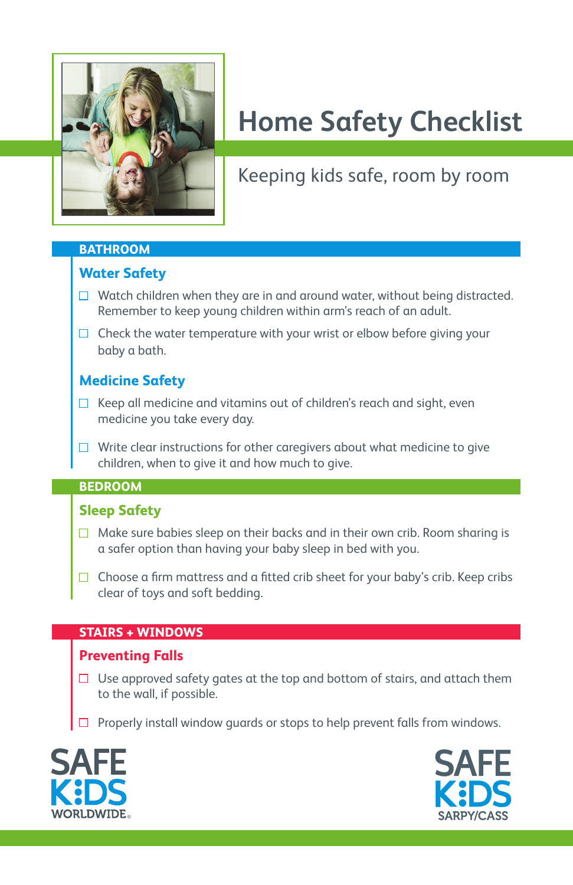# Home Safety Checklist

Keeping kids safe, room by room

## BATHROOM

### Water Safety

- ☐ Watch children when they are in and around water, without being distracted. Remember to keep young children within arm's reach of an adult.
- ☐ Check the water temperature with your wrist or elbow before giving your baby a bath.

### Medicine Safety

- ☐ Keep all medicine and vitamins out of children's reach and sight, even medicine you take every day.
- ☐ Write clear instructions for other caregivers about what medicine to give children, when to give it and how much to give.

## BEDROOM

### Sleep Safety

- ☐ Make sure babies sleep on their backs and in their own crib. Room sharing is a safer option than having your baby sleep in bed with you.
- ☐ Choose a firm mattress and a fitted crib sheet for your baby's crib. Keep cribs clear of toys and soft bedding.

## STAIRS + WINDOWS

### Preventing Falls

- ☐ Use approved safety gates at the top and bottom of stairs, and attach them to the wall, if possible.
- ☐ Properly install window guards or stops to help prevent falls from windows.

SAFE KIDS WORLDWIDE®

SAFE KIDS SARPY/CASS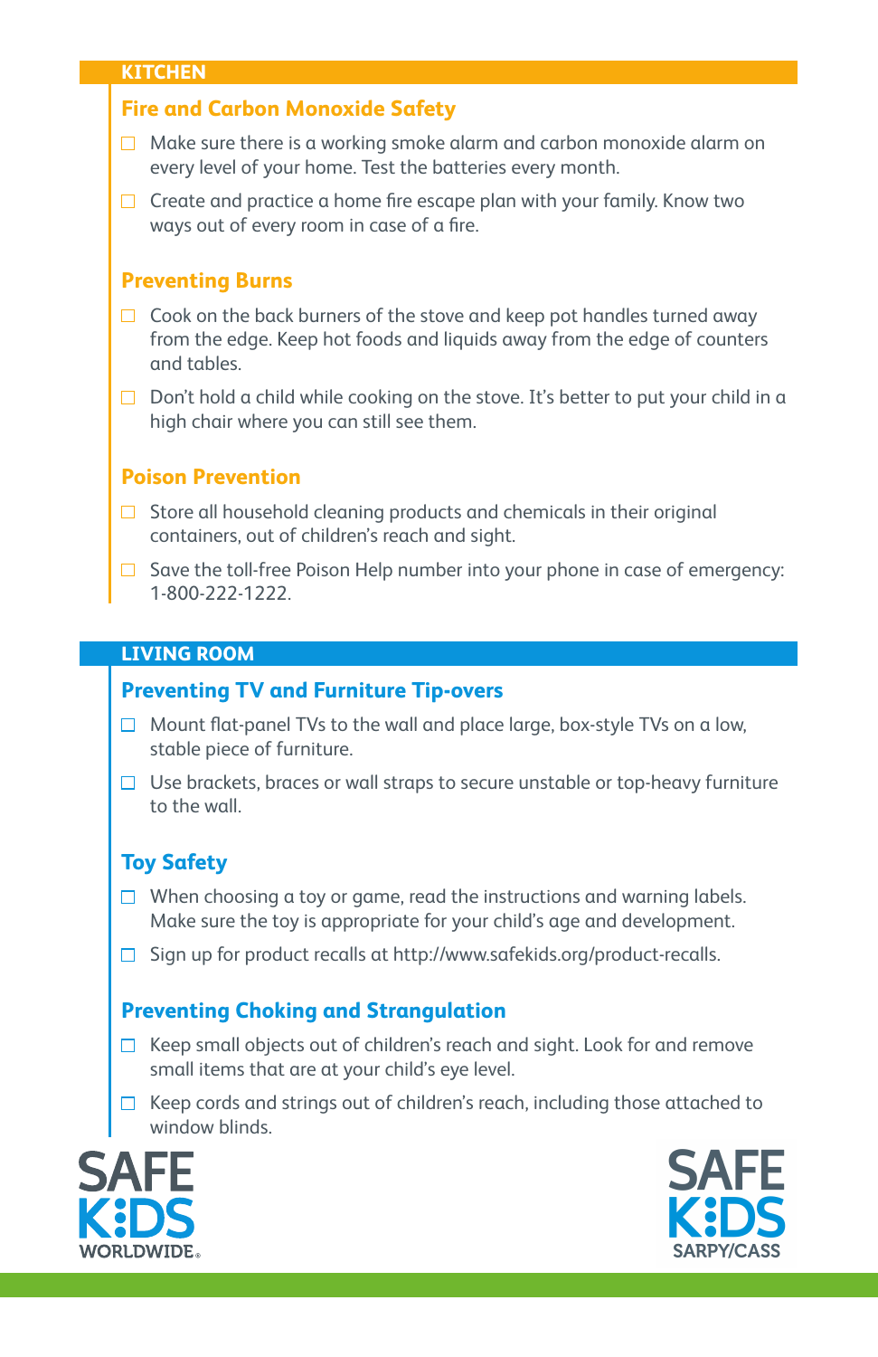## KITCHEN

### Fire and Carbon Monoxide Safety

- ☐ Make sure there is a working smoke alarm and carbon monoxide alarm on every level of your home. Test the batteries every month.
- ☐ Create and practice a home fire escape plan with your family. Know two ways out of every room in case of a fire.

### Preventing Burns

- ☐ Cook on the back burners of the stove and keep pot handles turned away from the edge. Keep hot foods and liquids away from the edge of counters and tables.
- ☐ Don't hold a child while cooking on the stove. It's better to put your child in a high chair where you can still see them.

### Poison Prevention

- ☐ Store all household cleaning products and chemicals in their original containers, out of children's reach and sight.
- ☐ Save the toll-free Poison Help number into your phone in case of emergency: 1-800-222-1222.

## LIVING ROOM

### Preventing TV and Furniture Tip-overs

- ☐ Mount flat-panel TVs to the wall and place large, box-style TVs on a low, stable piece of furniture.
- ☐ Use brackets, braces or wall straps to secure unstable or top-heavy furniture to the wall.

### Toy Safety

- ☐ When choosing a toy or game, read the instructions and warning labels. Make sure the toy is appropriate for your child's age and development.
- ☐ Sign up for product recalls at http://www.safekids.org/product-recalls.

### Preventing Choking and Strangulation

- ☐ Keep small objects out of children's reach and sight. Look for and remove small items that are at your child's eye level.
- ☐ Keep cords and strings out of children's reach, including those attached to window blinds.

SAFE KIDS WORLDWIDE

SAFE KIDS SARPY/CASS